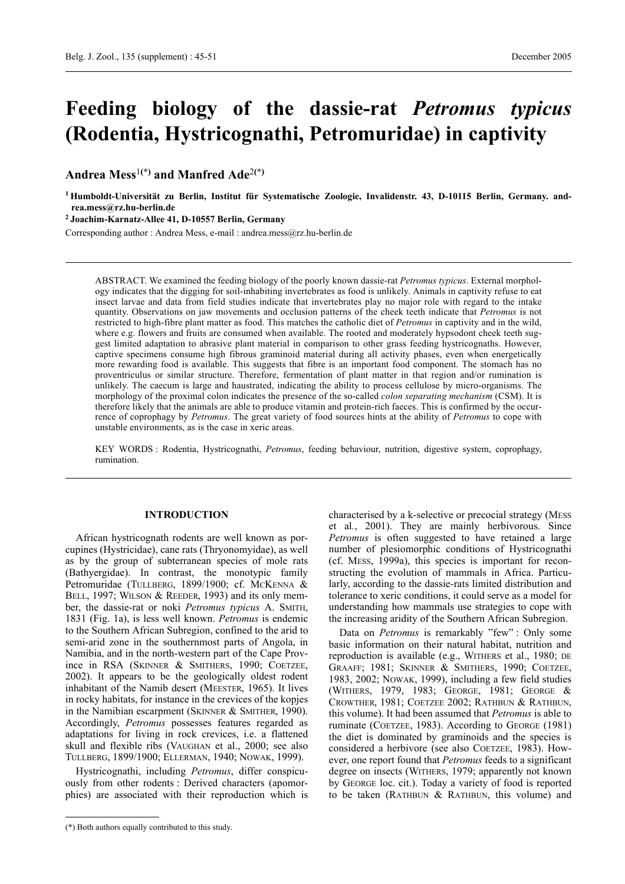# Feeding biology of the dassie-rat *Petromus typicus* (Rodentia, Hystricognathi, Petromuridae) in captivity

**Andrea Mess**[1(*)] **and Manfred Ade**[2(*)]

[1] **Humboldt-Universität zu Berlin, Institut für Systematische Zoologie, Invalidenstr. 43, D-10115 Berlin, Germany. andrea.mess@rz.hu-berlin.de**

[2] **Joachim-Karnatz-Allee 41, D-10557 Berlin, Germany**

Corresponding author : Andrea Mess, e-mail : andrea.mess@rz.hu-berlin.de

ABSTRACT. We examined the feeding biology of the poorly known dassie-rat *Petromus typicus*. External morphology indicates that the digging for soil-inhabiting invertebrates as food is unlikely. Animals in captivity refuse to eat insect larvae and data from field studies indicate that invertebrates play no major role with regard to the intake quantity. Observations on jaw movements and occlusion patterns of the cheek teeth indicate that *Petromus* is not restricted to high-fibre plant matter as food. This matches the catholic diet of *Petromus* in captivity and in the wild, where e.g. flowers and fruits are consumed when available. The rooted and moderately hypsodont cheek teeth suggest limited adaptation to abrasive plant material in comparison to other grass feeding hystricognaths. However, captive specimens consume high fibrous graminoid material during all activity phases, even when energetically more rewarding food is available. This suggests that fibre is an important food component. The stomach has no proventriculus or similar structure. Therefore, fermentation of plant matter in that region and/or rumination is unlikely. The caecum is large and haustrated, indicating the ability to process cellulose by micro-organisms. The morphology of the proximal colon indicates the presence of the so-called *colon separating mechanism* (CSM). It is therefore likely that the animals are able to produce vitamin and protein-rich faeces. This is confirmed by the occurrence of coprophagy by *Petromus*. The great variety of food sources hints at the ability of *Petromus* to cope with unstable environments, as is the case in xeric areas.

KEY WORDS : Rodentia, Hystricognathi, *Petromus*, feeding behaviour, nutrition, digestive system, coprophagy, rumination.

## INTRODUCTION

African hystricognath rodents are well known as porcupines (Hystricidae), cane rats (Thryonomyidae), as well as by the group of subterranean species of mole rats (Bathyergidae). In contrast, the monotypic family Petromuridae (TULLBERG, 1899/1900; cf. MCKENNA & BELL, 1997; WILSON & REEDER, 1993) and its only member, the dassie-rat or noki *Petromus typicus* A. SMITH, 1831 (Fig. 1a), is less well known. *Petromus* is endemic to the Southern African Subregion, confined to the arid to semi-arid zone in the southernmost parts of Angola, in Namibia, and in the north-western part of the Cape Province in RSA (SKINNER & SMITHERS, 1990; COETZEE, 2002). It appears to be the geologically oldest rodent inhabitant of the Namib desert (MEESTER, 1965). It lives in rocky habitats, for instance in the crevices of the kopjes in the Namibian escarpment (SKINNER & SMITHER, 1990). Accordingly, *Petromus* possesses features regarded as adaptations for living in rock crevices, i.e. a flattened skull and flexible ribs (VAUGHAN et al., 2000; see also TULLBERG, 1899/1900; ELLERMAN, 1940; NOWAK, 1999).

Hystricognathi, including *Petromus*, differ conspicuously from other rodents : Derived characters (apomorphies) are associated with their reproduction which is characterised by a k-selective or precocial strategy (MESS et al., 2001). They are mainly herbivorous. Since *Petromus* is often suggested to have retained a large number of plesiomorphic conditions of Hystricognathi (cf. MESS, 1999a), this species is important for reconstructing the evolution of mammals in Africa. Particularly, according to the dassie-rats limited distribution and tolerance to xeric conditions, it could serve as a model for understanding how mammals use strategies to cope with the increasing aridity of the Southern African Subregion.

Data on *Petromus* is remarkably "few" : Only some basic information on their natural habitat, nutrition and reproduction is available (e.g., WITHERS et al., 1980; DE GRAAFF; 1981; SKINNER & SMITHERS, 1990; COETZEE, 1983, 2002; NOWAK, 1999), including a few field studies (WITHERS, 1979, 1983; GEORGE, 1981; GEORGE & CROWTHER, 1981; COETZEE 2002; RATHBUN & RATHBUN, this volume). It had been assumed that *Petromus* is able to ruminate (COETZEE, 1983). According to GEORGE (1981) the diet is dominated by graminoids and the species is considered a herbivore (see also COETZEE, 1983). However, one report found that *Petromus* feeds to a significant degree on insects (WITHERS, 1979; apparently not known by GEORGE loc. cit.). Today a variety of food is reported to be taken (RATHBUN & RATHBUN, this volume) and

(*) Both authors equally contributed to this study.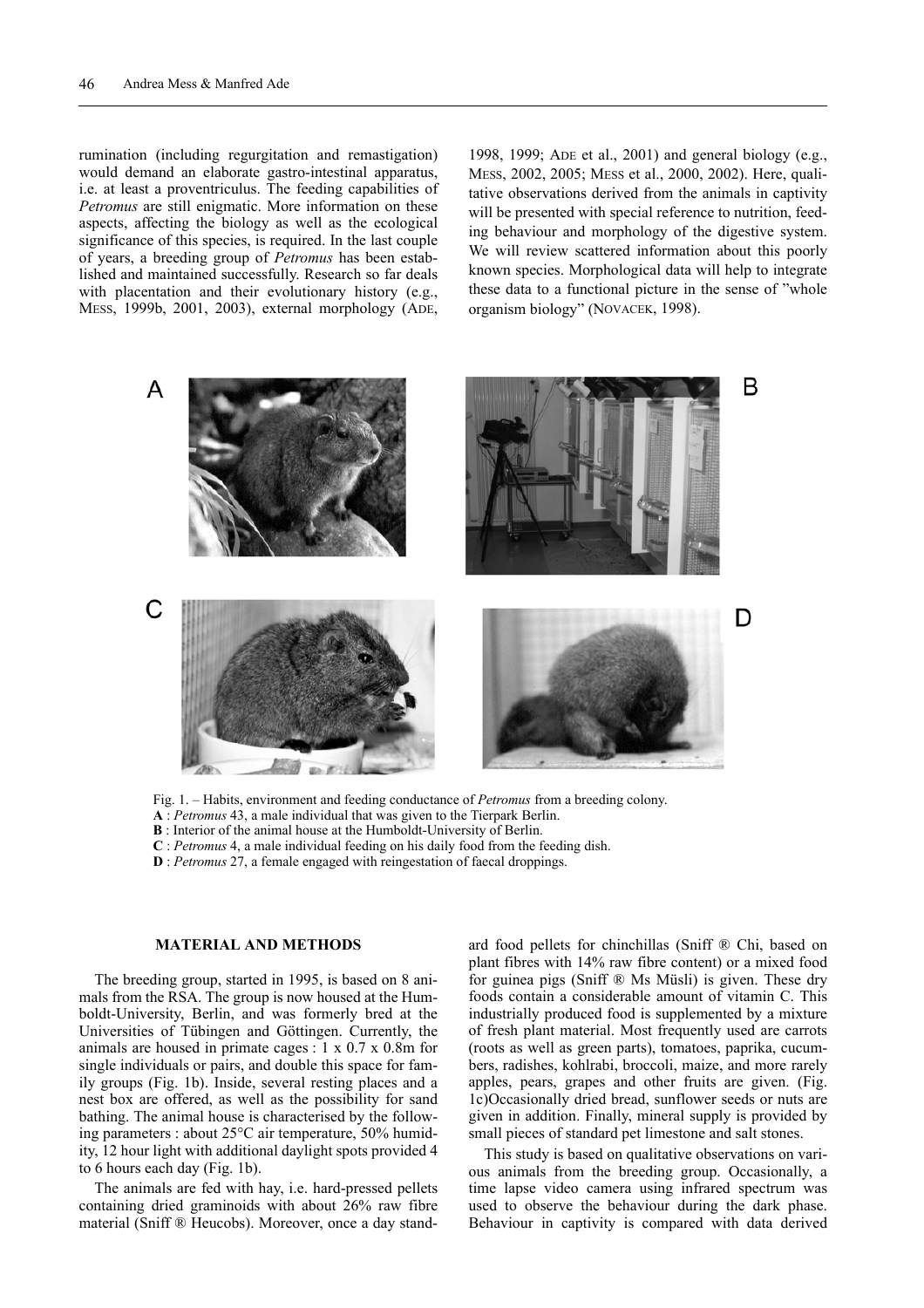rumination (including regurgitation and remastigation) would demand an elaborate gastro-intestinal apparatus, i.e. at least a proventriculus. The feeding capabilities of *Petromus* are still enigmatic. More information on these aspects, affecting the biology as well as the ecological significance of this species, is required. In the last couple of years, a breeding group of *Petromus* has been established and maintained successfully. Research so far deals with placentation and their evolutionary history (e.g., MESS, 1999b, 2001, 2003), external morphology (ADE, 1998, 1999; ADE et al., 2001) and general biology (e.g., MESS, 2002, 2005; MESS et al., 2000, 2002). Here, qualitative observations derived from the animals in captivity will be presented with special reference to nutrition, feeding behaviour and morphology of the digestive system. We will review scattered information about this poorly known species. Morphological data will help to integrate these data to a functional picture in the sense of "whole organism biology" (NOVACEK, 1998).

Fig. 1. – Habits, environment and feeding conductance of *Petromus* from a breeding colony.
**A** : *Petromus* 43, a male individual that was given to the Tierpark Berlin.
**B** : Interior of the animal house at the Humboldt-University of Berlin.
**C** : *Petromus* 4, a male individual feeding on his daily food from the feeding dish.
**D** : *Petromus* 27, a female engaged with reingestation of faecal droppings.

## MATERIAL AND METHODS

The breeding group, started in 1995, is based on 8 animals from the RSA. The group is now housed at the Humboldt-University, Berlin, and was formerly bred at the Universities of Tübingen and Göttingen. Currently, the animals are housed in primate cages : 1 x 0.7 x 0.8m for single individuals or pairs, and double this space for family groups (Fig. 1b). Inside, several resting places and a nest box are offered, as well as the possibility for sand bathing. The animal house is characterised by the following parameters : about 25°C air temperature, 50% humidity, 12 hour light with additional daylight spots provided 4 to 6 hours each day (Fig. 1b).

The animals are fed with hay, i.e. hard-pressed pellets containing dried graminoids with about 26% raw fibre material (Sniff ® Heucobs). Moreover, once a day standard food pellets for chinchillas (Sniff ® Chi, based on plant fibres with 14% raw fibre content) or a mixed food for guinea pigs (Sniff ® Ms Müsli) is given. These dry foods contain a considerable amount of vitamin C. This industrially produced food is supplemented by a mixture of fresh plant material. Most frequently used are carrots (roots as well as green parts), tomatoes, paprika, cucumbers, radishes, kohlrabi, broccoli, maize, and more rarely apples, pears, grapes and other fruits are given. (Fig. 1c)Occasionally dried bread, sunflower seeds or nuts are given in addition. Finally, mineral supply is provided by small pieces of standard pet limestone and salt stones.

This study is based on qualitative observations on various animals from the breeding group. Occasionally, a time lapse video camera using infrared spectrum was used to observe the behaviour during the dark phase. Behaviour in captivity is compared with data derived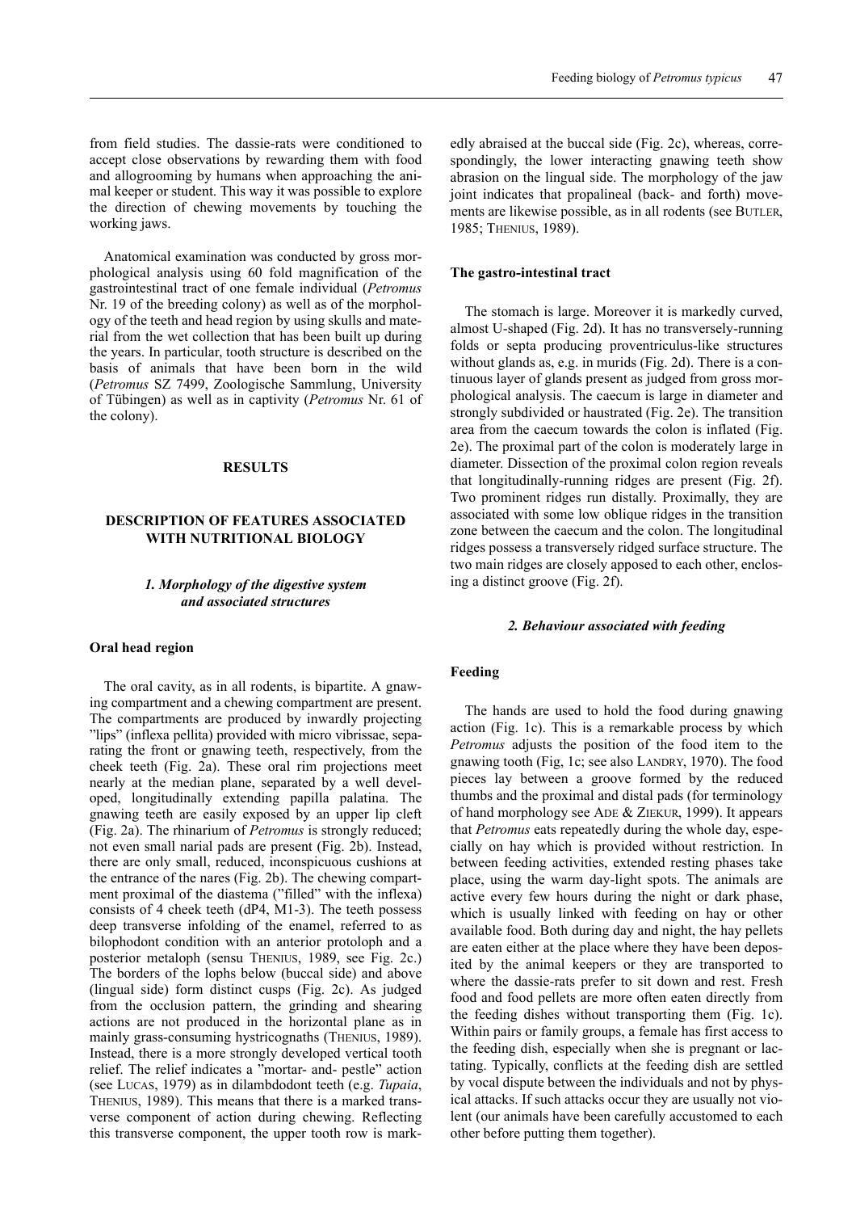from field studies. The dassie-rats were conditioned to accept close observations by rewarding them with food and allogrooming by humans when approaching the animal keeper or student. This way it was possible to explore the direction of chewing movements by touching the working jaws.

Anatomical examination was conducted by gross morphological analysis using 60 fold magnification of the gastrointestinal tract of one female individual (*Petromus* Nr. 19 of the breeding colony) as well as of the morphology of the teeth and head region by using skulls and material from the wet collection that has been built up during the years. In particular, tooth structure is described on the basis of animals that have been born in the wild (*Petromus* SZ 7499, Zoologische Sammlung, University of Tübingen) as well as in captivity (*Petromus* Nr. 61 of the colony).

## RESULTS

## DESCRIPTION OF FEATURES ASSOCIATED WITH NUTRITIONAL BIOLOGY

### *1. Morphology of the digestive system and associated structures*

#### Oral head region

The oral cavity, as in all rodents, is bipartite. A gnawing compartment and a chewing compartment are present. The compartments are produced by inwardly projecting "lips" (inflexa pellita) provided with micro vibrissae, separating the front or gnawing teeth, respectively, from the cheek teeth (Fig. 2a). These oral rim projections meet nearly at the median plane, separated by a well developed, longitudinally extending papilla palatina. The gnawing teeth are easily exposed by an upper lip cleft (Fig. 2a). The rhinarium of *Petromus* is strongly reduced; not even small narial pads are present (Fig. 2b). Instead, there are only small, reduced, inconspicuous cushions at the entrance of the nares (Fig. 2b). The chewing compartment proximal of the diastema ("filled" with the inflexa) consists of 4 cheek teeth (dP4, M1-3). The teeth possess deep transverse infolding of the enamel, referred to as bilophodont condition with an anterior protoloph and a posterior metaloph (sensu THENIUS, 1989, see Fig. 2c.) The borders of the lophs below (buccal side) and above (lingual side) form distinct cusps (Fig. 2c). As judged from the occlusion pattern, the grinding and shearing actions are not produced in the horizontal plane as in mainly grass-consuming hystricognaths (THENIUS, 1989). Instead, there is a more strongly developed vertical tooth relief. The relief indicates a "mortar- and- pestle" action (see LUCAS, 1979) as in dilambdodont teeth (e.g. *Tupaia*, THENIUS, 1989). This means that there is a marked transverse component of action during chewing. Reflecting this transverse component, the upper tooth row is markedly abraised at the buccal side (Fig. 2c), whereas, correspondingly, the lower interacting gnawing teeth show abrasion on the lingual side. The morphology of the jaw joint indicates that propalineal (back- and forth) movements are likewise possible, as in all rodents (see BUTLER, 1985; THENIUS, 1989).

#### The gastro-intestinal tract

The stomach is large. Moreover it is markedly curved, almost U-shaped (Fig. 2d). It has no transversely-running folds or septa producing proventriculus-like structures without glands as, e.g. in murids (Fig. 2d). There is a continuous layer of glands present as judged from gross morphological analysis. The caecum is large in diameter and strongly subdivided or haustrated (Fig. 2e). The transition area from the caecum towards the colon is inflated (Fig. 2e). The proximal part of the colon is moderately large in diameter. Dissection of the proximal colon region reveals that longitudinally-running ridges are present (Fig. 2f). Two prominent ridges run distally. Proximally, they are associated with some low oblique ridges in the transition zone between the caecum and the colon. The longitudinal ridges possess a transversely ridged surface structure. The two main ridges are closely apposed to each other, enclosing a distinct groove (Fig. 2f).

### *2. Behaviour associated with feeding*

#### Feeding

The hands are used to hold the food during gnawing action (Fig. 1c). This is a remarkable process by which *Petromus* adjusts the position of the food item to the gnawing tooth (Fig, 1c; see also LANDRY, 1970). The food pieces lay between a groove formed by the reduced thumbs and the proximal and distal pads (for terminology of hand morphology see ADE & ZIEKUR, 1999). It appears that *Petromus* eats repeatedly during the whole day, especially on hay which is provided without restriction. In between feeding activities, extended resting phases take place, using the warm day-light spots. The animals are active every few hours during the night or dark phase, which is usually linked with feeding on hay or other available food. Both during day and night, the hay pellets are eaten either at the place where they have been deposited by the animal keepers or they are transported to where the dassie-rats prefer to sit down and rest. Fresh food and food pellets are more often eaten directly from the feeding dishes without transporting them (Fig. 1c). Within pairs or family groups, a female has first access to the feeding dish, especially when she is pregnant or lactating. Typically, conflicts at the feeding dish are settled by vocal dispute between the individuals and not by physical attacks. If such attacks occur they are usually not violent (our animals have been carefully accustomed to each other before putting them together).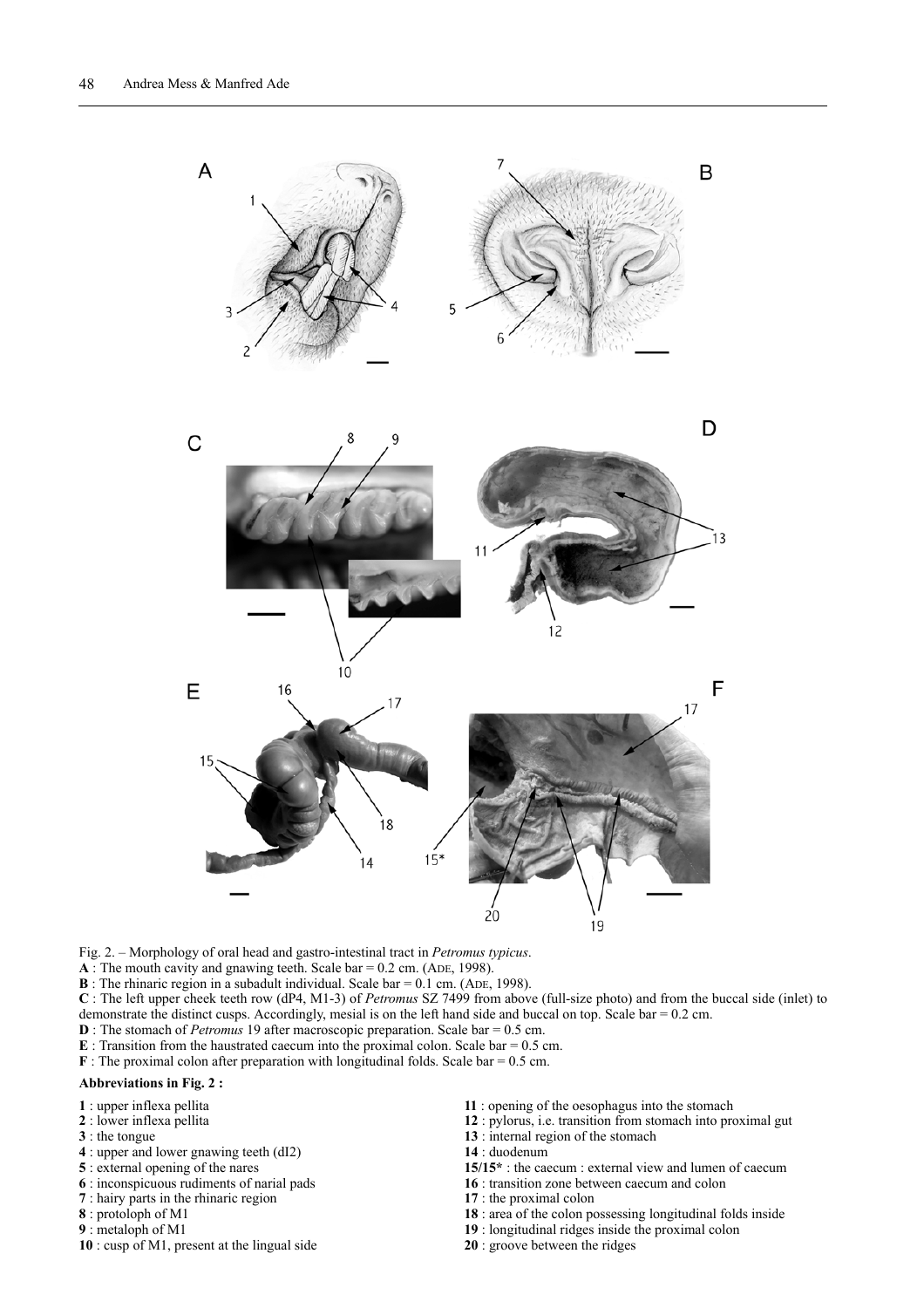Fig. 2. – Morphology of oral head and gastro-intestinal tract in *Petromus typicus*.

**A** : The mouth cavity and gnawing teeth. Scale bar = 0.2 cm. (ADE, 1998).

**B** : The rhinaric region in a subadult individual. Scale bar = 0.1 cm. (ADE, 1998).

**C** : The left upper cheek teeth row (dP4, M1-3) of *Petromus* SZ 7499 from above (full-size photo) and from the buccal side (inlet) to demonstrate the distinct cusps. Accordingly, mesial is on the left hand side and buccal on top. Scale bar = 0.2 cm.

**D** : The stomach of *Petromus* 19 after macroscopic preparation. Scale bar = 0.5 cm.

**E** : Transition from the haustrated caecum into the proximal colon. Scale bar = 0.5 cm.

**F** : The proximal colon after preparation with longitudinal folds. Scale bar = 0.5 cm.

**Abbreviations in Fig. 2 :**

**1** : upper inflexa pellita
**2** : lower inflexa pellita
**3** : the tongue
**4** : upper and lower gnawing teeth (dI2)
**5** : external opening of the nares
**6** : inconspicuous rudiments of narial pads
**7** : hairy parts in the rhinaric region
**8** : protoloph of M1
**9** : metaloph of M1
**10** : cusp of M1, present at the lingual side
**11** : opening of the oesophagus into the stomach
**12** : pylorus, i.e. transition from stomach into proximal gut
**13** : internal region of the stomach
**14** : duodenum
**15/15*** : the caecum : external view and lumen of caecum
**16** : transition zone between caecum and colon
**17** : the proximal colon
**18** : area of the colon possessing longitudinal folds inside
**19** : longitudinal ridges inside the proximal colon
**20** : groove between the ridges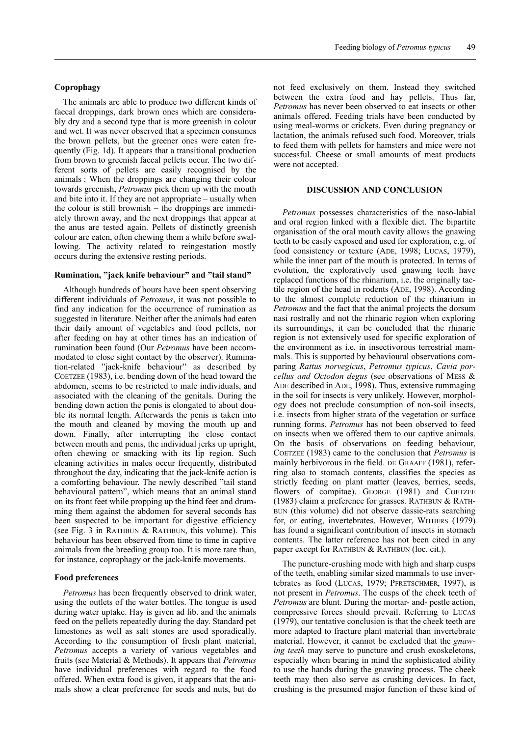### Coprophagy

The animals are able to produce two different kinds of faecal droppings, dark brown ones which are considerably dry and a second type that is more greenish in colour and wet. It was never observed that a specimen consumes the brown pellets, but the greener ones were eaten frequently (Fig. 1d). It appears that a transitional production from brown to greenish faecal pellets occur. The two different sorts of pellets are easily recognised by the animals : When the droppings are changing their colour towards greenish, *Petromus* pick them up with the mouth and bite into it. If they are not appropriate – usually when the colour is still brownish – the droppings are immediately thrown away, and the next droppings that appear at the anus are tested again. Pellets of distinctly greenish colour are eaten, often chewing them a while before swallowing. The activity related to reingestation mostly occurs during the extensive resting periods.

### Rumination, "jack knife behaviour" and "tail stand"

Although hundreds of hours have been spent observing different individuals of *Petromus*, it was not possible to find any indication for the occurrence of rumination as suggested in literature. Neither after the animals had eaten their daily amount of vegetables and food pellets, nor after feeding on hay at other times has an indication of rumination been found (Our *Petromus* have been accommodated to close sight contact by the observer). Rumination-related "jack-knife behaviour" as described by COETZEE (1983), i.e. bending down of the head toward the abdomen, seems to be restricted to male individuals, and associated with the cleaning of the genitals. During the bending down action the penis is elongated to about double its normal length. Afterwards the penis is taken into the mouth and cleaned by moving the mouth up and down. Finally, after interrupting the close contact between mouth and penis, the individual jerks up upright, often chewing or smacking with its lip region. Such cleaning activities in males occur frequently, distributed throughout the day, indicating that the jack-knife action is a comforting behaviour. The newly described "tail stand behavioural pattern", which means that an animal stand on its front feet while propping up the hind feet and drumming them against the abdomen for several seconds has been suspected to be important for digestive efficiency (see Fig. 3 in RATHBUN & RATHBUN, this volume). This behaviour has been observed from time to time in captive animals from the breeding group too. It is more rare than, for instance, coprophagy or the jack-knife movements.

### Food preferences

*Petromus* has been frequently observed to drink water, using the outlets of the water bottles. The tongue is used during water uptake. Hay is given ad lib. and the animals feed on the pellets repeatedly during the day. Standard pet limestones as well as salt stones are used sporadically. According to the consumption of fresh plant material, *Petromus* accepts a variety of various vegetables and fruits (see Material & Methods). It appears that *Petromus* have individual preferences with regard to the food offered. When extra food is given, it appears that the animals show a clear preference for seeds and nuts, but do not feed exclusively on them. Instead they switched between the extra food and hay pellets. Thus far, *Petromus* has never been observed to eat insects or other animals offered. Feeding trials have been conducted by using meal-worms or crickets. Even during pregnancy or lactation, the animals refused such food. Moreover, trials to feed them with pellets for hamsters and mice were not successful. Cheese or small amounts of meat products were not accepted.

## DISCUSSION AND CONCLUSION

*Petromus* possesses characteristics of the naso-labial and oral region linked with a flexible diet. The bipartite organisation of the oral mouth cavity allows the gnawing teeth to be easily exposed and used for exploration, e.g. of food consistency or texture (ADE, 1998; LUCAS, 1979), while the inner part of the mouth is protected. In terms of evolution, the exploratively used gnawing teeth have replaced functions of the rhinarium, i.e. the originally tactile region of the head in rodents (ADE, 1998). According to the almost complete reduction of the rhinarium in *Petromus* and the fact that the animal projects the dorsum nasi rostrally and not the rhinaric region when exploring its surroundings, it can be concluded that the rhinaric region is not extensively used for specific exploration of the environment as i.e. in insectivorous terrestrial mammals. This is supported by behavioural observations comparing *Rattus norvegicus*, *Petromus typicus*, *Cavia porcellus and Octodon degus* (see observations of MESS & ADE described in ADE, 1998). Thus, extensive rummaging in the soil for insects is very unlikely. However, morphology does not preclude consumption of non-soil insects, i.e. insects from higher strata of the vegetation or surface running forms. *Petromus* has not been observed to feed on insects when we offered them to our captive animals. On the basis of observations on feeding behaviour, COETZEE (1983) came to the conclusion that *Petromus* is mainly herbivorous in the field. DE GRAAFF (1981), referring also to stomach contents, classifies the species as strictly feeding on plant matter (leaves, berries, seeds, flowers of compitae). GEORGE (1981) and COETZEE (1983) claim a preference for grasses. RATHBUN & RATHBUN (this volume) did not observe dassie-rats searching for, or eating, invertebrates. However, WITHERS (1979) has found a significant contribution of insects in stomach contents. The latter reference has not been cited in any paper except for RATHBUN & RATHBUN (loc. cit.).

The puncture-crushing mode with high and sharp cusps of the teeth, enabling similar sized mammals to use invertebrates as food (LUCAS, 1979; PFRETSCHMER, 1997), is not present in *Petromus*. The cusps of the cheek teeth of *Petromus* are blunt. During the mortar- and- pestle action, compressive forces should prevail. Referring to LUCAS (1979), our tentative conclusion is that the cheek teeth are more adapted to fracture plant material than invertebrate material. However, it cannot be excluded that the *gnawing teeth* may serve to puncture and crush exoskeletons, especially when bearing in mind the sophisticated ability to use the hands during the gnawing process. The cheek teeth may then also serve as crushing devices. In fact, crushing is the presumed major function of these kind of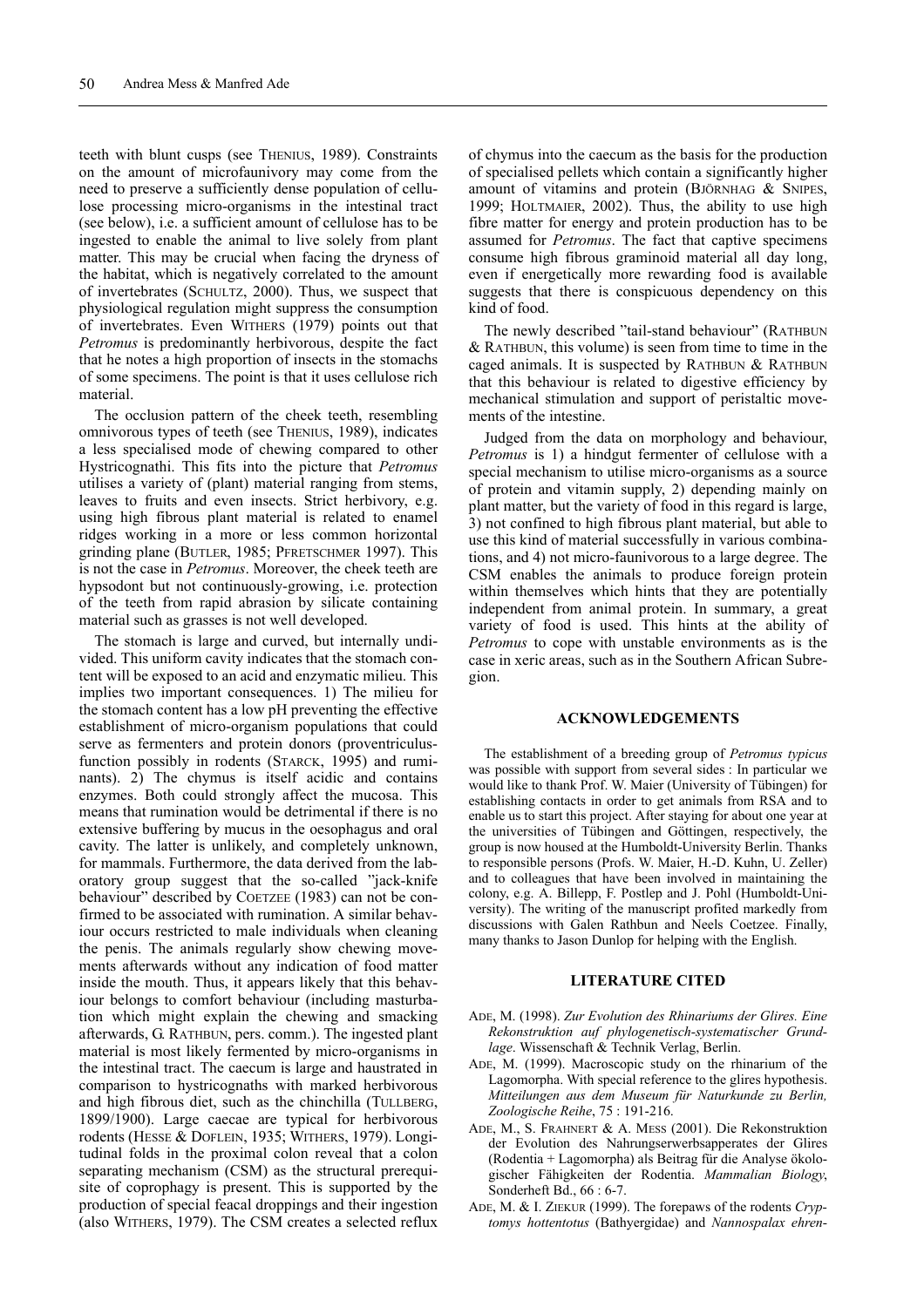teeth with blunt cusps (see THENIUS, 1989). Constraints on the amount of microfaunivory may come from the need to preserve a sufficiently dense population of cellulose processing micro-organisms in the intestinal tract (see below), i.e. a sufficient amount of cellulose has to be ingested to enable the animal to live solely from plant matter. This may be crucial when facing the dryness of the habitat, which is negatively correlated to the amount of invertebrates (SCHULTZ, 2000). Thus, we suspect that physiological regulation might suppress the consumption of invertebrates. Even WITHERS (1979) points out that *Petromus* is predominantly herbivorous, despite the fact that he notes a high proportion of insects in the stomachs of some specimens. The point is that it uses cellulose rich material.

The occlusion pattern of the cheek teeth, resembling omnivorous types of teeth (see THENIUS, 1989), indicates a less specialised mode of chewing compared to other Hystricognathi. This fits into the picture that *Petromus* utilises a variety of (plant) material ranging from stems, leaves to fruits and even insects. Strict herbivory, e.g. using high fibrous plant material is related to enamel ridges working in a more or less common horizontal grinding plane (BUTLER, 1985; PFRETSCHMER 1997). This is not the case in *Petromus*. Moreover, the cheek teeth are hypsodont but not continuously-growing, i.e. protection of the teeth from rapid abrasion by silicate containing material such as grasses is not well developed.

The stomach is large and curved, but internally undivided. This uniform cavity indicates that the stomach content will be exposed to an acid and enzymatic milieu. This implies two important consequences. 1) The milieu for the stomach content has a low pH preventing the effective establishment of micro-organism populations that could serve as fermenters and protein donors (proventriculus-function possibly in rodents (STARCK, 1995) and ruminants). 2) The chymus is itself acidic and contains enzymes. Both could strongly affect the mucosa. This means that rumination would be detrimental if there is no extensive buffering by mucus in the oesophagus and oral cavity. The latter is unlikely, and completely unknown, for mammals. Furthermore, the data derived from the laboratory group suggest that the so-called "jack-knife behaviour" described by COETZEE (1983) can not be confirmed to be associated with rumination. A similar behaviour occurs restricted to male individuals when cleaning the penis. The animals regularly show chewing movements afterwards without any indication of food matter inside the mouth. Thus, it appears likely that this behaviour belongs to comfort behaviour (including masturbation which might explain the chewing and smacking afterwards, G. RATHBUN, pers. comm.). The ingested plant material is most likely fermented by micro-organisms in the intestinal tract. The caecum is large and haustrated in comparison to hystricognaths with marked herbivorous and high fibrous diet, such as the chinchilla (TULLBERG, 1899/1900). Large caecae are typical for herbivorous rodents (HESSE & DOFLEIN, 1935; WITHERS, 1979). Longitudinal folds in the proximal colon reveal that a colon separating mechanism (CSM) as the structural prerequisite of coprophagy is present. This is supported by the production of special feacal droppings and their ingestion (also WITHERS, 1979). The CSM creates a selected reflux of chymus into the caecum as the basis for the production of specialised pellets which contain a significantly higher amount of vitamins and protein (BJÖRNHAG & SNIPES, 1999; HOLTMAIER, 2002). Thus, the ability to use high fibre matter for energy and protein production has to be assumed for *Petromus*. The fact that captive specimens consume high fibrous graminoid material all day long, even if energetically more rewarding food is available suggests that there is conspicuous dependency on this kind of food.

The newly described "tail-stand behaviour" (RATHBUN & RATHBUN, this volume) is seen from time to time in the caged animals. It is suspected by RATHBUN & RATHBUN that this behaviour is related to digestive efficiency by mechanical stimulation and support of peristaltic movements of the intestine.

Judged from the data on morphology and behaviour, *Petromus* is 1) a hindgut fermenter of cellulose with a special mechanism to utilise micro-organisms as a source of protein and vitamin supply, 2) depending mainly on plant matter, but the variety of food in this regard is large, 3) not confined to high fibrous plant material, but able to use this kind of material successfully in various combinations, and 4) not micro-faunivorous to a large degree. The CSM enables the animals to produce foreign protein within themselves which hints that they are potentially independent from animal protein. In summary, a great variety of food is used. This hints at the ability of *Petromus* to cope with unstable environments as is the case in xeric areas, such as in the Southern African Subregion.

## ACKNOWLEDGEMENTS

The establishment of a breeding group of *Petromus typicus* was possible with support from several sides : In particular we would like to thank Prof. W. Maier (University of Tübingen) for establishing contacts in order to get animals from RSA and to enable us to start this project. After staying for about one year at the universities of Tübingen and Göttingen, respectively, the group is now housed at the Humboldt-University Berlin. Thanks to responsible persons (Profs. W. Maier, H.-D. Kuhn, U. Zeller) and to colleagues that have been involved in maintaining the colony, e.g. A. Billepp, F. Postlep and J. Pohl (Humboldt-University). The writing of the manuscript profited markedly from discussions with Galen Rathbun and Neels Coetzee. Finally, many thanks to Jason Dunlop for helping with the English.

## LITERATURE CITED

ADE, M. (1998). *Zur Evolution des Rhinariums der Glires. Eine Rekonstruktion auf phylogenetisch-systematischer Grundlage*. Wissenschaft & Technik Verlag, Berlin.

ADE, M. (1999). Macroscopic study on the rhinarium of the Lagomorpha. With special reference to the glires hypothesis. *Mitteilungen aus dem Museum für Naturkunde zu Berlin, Zoologische Reihe*, 75 : 191-216.

ADE, M., S. FRAHNERT & A. MESS (2001). Die Rekonstruktion der Evolution des Nahrungserwerbsapperates der Glires (Rodentia + Lagomorpha) als Beitrag für die Analyse ökologischer Fähigkeiten der Rodentia. *Mammalian Biology*, Sonderheft Bd., 66 : 6-7.

ADE, M. & I. ZIEKUR (1999). The forepaws of the rodents *Cryptomys hottentotus* (Bathyergidae) and *Nannospalax ehren-*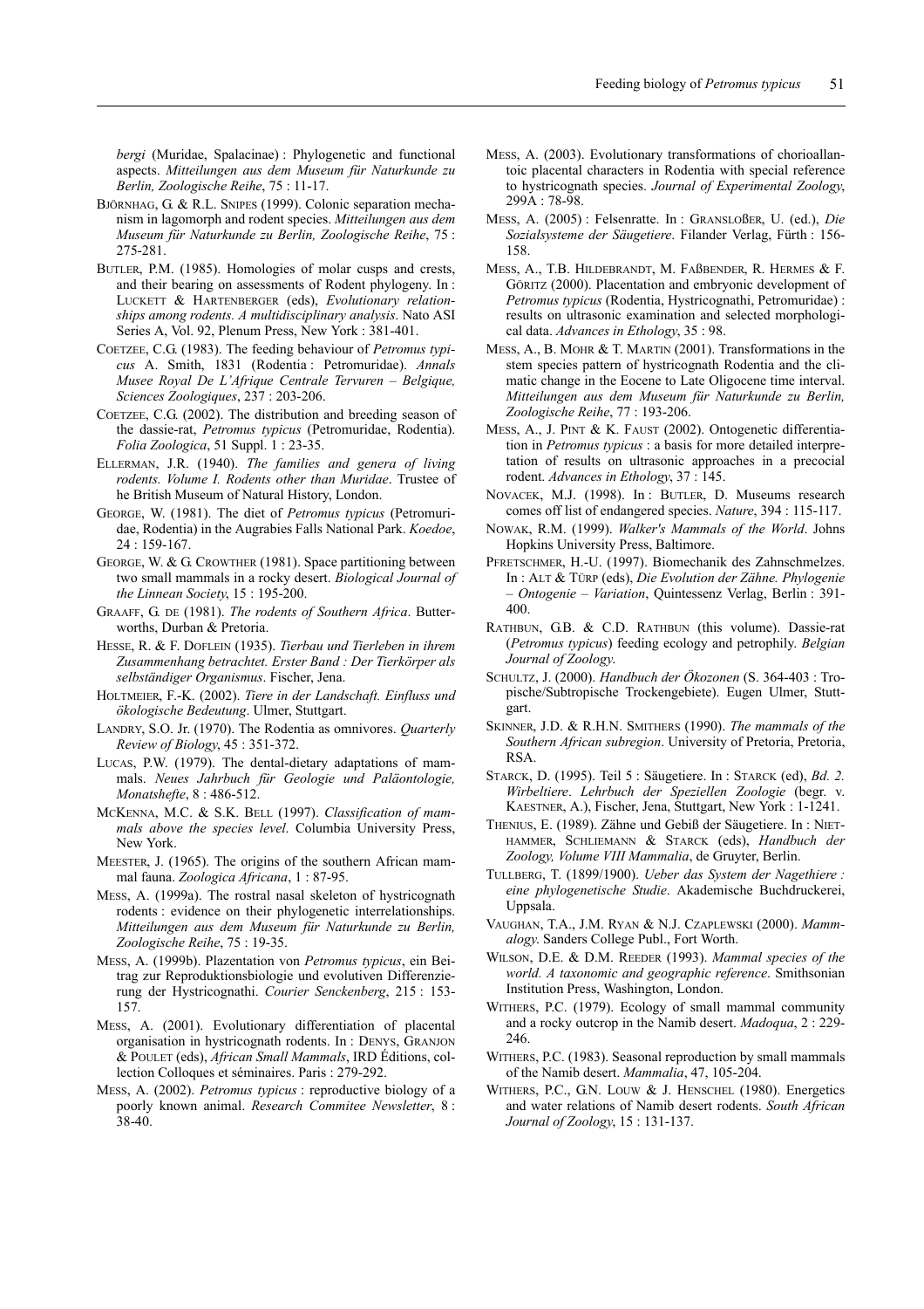*bergi* (Muridae, Spalacinae) : Phylogenetic and functional aspects. *Mitteilungen aus dem Museum für Naturkunde zu Berlin, Zoologische Reihe*, 75 : 11-17.

BJÖRNHAG, G. & R.L. SNIPES (1999). Colonic separation mechanism in lagomorph and rodent species. *Mitteilungen aus dem Museum für Naturkunde zu Berlin, Zoologische Reihe*, 75 : 275-281.

BUTLER, P.M. (1985). Homologies of molar cusps and crests, and their bearing on assessments of Rodent phylogeny. In : LUCKETT & HARTENBERGER (eds), *Evolutionary relationships among rodents. A multidisciplinary analysis*. Nato ASI Series A, Vol. 92, Plenum Press, New York : 381-401.

COETZEE, C.G. (1983). The feeding behaviour of *Petromus typicus* A. Smith, 1831 (Rodentia : Petromuridae). *Annals Musee Royal De L'Afrique Centrale Tervuren – Belgique, Sciences Zoologiques*, 237 : 203-206.

COETZEE, C.G. (2002). The distribution and breeding season of the dassie-rat, *Petromus typicus* (Petromuridae, Rodentia). *Folia Zoologica*, 51 Suppl. 1 : 23-35.

ELLERMAN, J.R. (1940). *The families and genera of living rodents. Volume I. Rodents other than Muridae*. Trustee of he British Museum of Natural History, London.

GEORGE, W. (1981). The diet of *Petromus typicus* (Petromuridae, Rodentia) in the Augrabies Falls National Park. *Koedoe*, 24 : 159-167.

GEORGE, W. & G. CROWTHER (1981). Space partitioning between two small mammals in a rocky desert. *Biological Journal of the Linnean Society*, 15 : 195-200.

GRAAFF, G. DE (1981). *The rodents of Southern Africa*. Butterworths, Durban & Pretoria.

HESSE, R. & F. DOFLEIN (1935). *Tierbau und Tierleben in ihrem Zusammenhang betrachtet. Erster Band : Der Tierkörper als selbständiger Organismus*. Fischer, Jena.

HOLTMEIER, F.-K. (2002). *Tiere in der Landschaft. Einfluss und ökologische Bedeutung*. Ulmer, Stuttgart.

LANDRY, S.O. Jr. (1970). The Rodentia as omnivores. *Quarterly Review of Biology*, 45 : 351-372.

LUCAS, P.W. (1979). The dental-dietary adaptations of mammals. *Neues Jahrbuch für Geologie und Paläontologie, Monatshefte*, 8 : 486-512.

MCKENNA, M.C. & S.K. BELL (1997). *Classification of mammals above the species level*. Columbia University Press, New York.

MEESTER, J. (1965). The origins of the southern African mammal fauna. *Zoologica Africana*, 1 : 87-95.

MESS, A. (1999a). The rostral nasal skeleton of hystricognath rodents : evidence on their phylogenetic interrelationships. *Mitteilungen aus dem Museum für Naturkunde zu Berlin, Zoologische Reihe*, 75 : 19-35.

MESS, A. (1999b). Plazentation von *Petromus typicus*, ein Beitrag zur Reproduktionsbiologie und evolutiven Differenzierung der Hystricognathi. *Courier Senckenberg*, 215 : 153-157.

MESS, A. (2001). Evolutionary differentiation of placental organisation in hystricognath rodents. In : DENYS, GRANJON & POULET (eds), *African Small Mammals*, IRD Éditions, collection Colloques et séminaires. Paris : 279-292.

MESS, A. (2002). *Petromus typicus* : reproductive biology of a poorly known animal. *Research Commitee Newsletter*, 8 : 38-40.

MESS, A. (2003). Evolutionary transformations of chorioallantoic placental characters in Rodentia with special reference to hystricognath species. *Journal of Experimental Zoology*, 299A : 78-98.

MESS, A. (2005) : Felsenratte. In : GRANSLOßER, U. (ed.), *Die Sozialsysteme der Säugetiere*. Filander Verlag, Fürth : 156-158.

MESS, A., T.B. HILDEBRANDT, M. FAßBENDER, R. HERMES & F. GÖRITZ (2000). Placentation and embryonic development of *Petromus typicus* (Rodentia, Hystricognathi, Petromuridae) : results on ultrasonic examination and selected morphological data. *Advances in Ethology*, 35 : 98.

MESS, A., B. MOHR & T. MARTIN (2001). Transformations in the stem species pattern of hystricognath Rodentia and the climatic change in the Eocene to Late Oligocene time interval. *Mitteilungen aus dem Museum für Naturkunde zu Berlin, Zoologische Reihe*, 77 : 193-206.

MESS, A., J. PINT & K. FAUST (2002). Ontogenetic differentiation in *Petromus typicus* : a basis for more detailed interpretation of results on ultrasonic approaches in a precocial rodent. *Advances in Ethology*, 37 : 145.

NOVACEK, M.J. (1998). In : BUTLER, D. Museums research comes off list of endangered species. *Nature*, 394 : 115-117.

NOWAK, R.M. (1999). *Walker's Mammals of the World*. Johns Hopkins University Press, Baltimore.

PFRETSCHMER, H.-U. (1997). Biomechanik des Zahnschmelzes. In : ALT & TÜRP (eds), *Die Evolution der Zähne. Phylogenie – Ontogenie – Variation*, Quintessenz Verlag, Berlin : 391-400.

RATHBUN, G.B. & C.D. RATHBUN (this volume). Dassie-rat (*Petromus typicus*) feeding ecology and petrophily. *Belgian Journal of Zoology*.

SCHULTZ, J. (2000). *Handbuch der Ökozonen* (S. 364-403 : Tropische/Subtropische Trockengebiete). Eugen Ulmer, Stuttgart.

SKINNER, J.D. & R.H.N. SMITHERS (1990). *The mammals of the Southern African subregion*. University of Pretoria, Pretoria, RSA.

STARCK, D. (1995). Teil 5 : Säugetiere. In : STARCK (ed), *Bd. 2. Wirbeltiere*. *Lehrbuch der Speziellen Zoologie* (begr. v. KAESTNER, A.), Fischer, Jena, Stuttgart, New York : 1-1241.

THENIUS, E. (1989). Zähne und Gebiß der Säugetiere. In : NIETHAMMER, SCHLIEMANN & STARCK (eds), *Handbuch der Zoology, Volume VIII Mammalia*, de Gruyter, Berlin.

TULLBERG, T. (1899/1900). *Ueber das System der Nagethiere : eine phylogenetische Studie*. Akademische Buchdruckerei, Uppsala.

VAUGHAN, T.A., J.M. RYAN & N.J. CZAPLEWSKI (2000). *Mammalogy*. Sanders College Publ., Fort Worth.

WILSON, D.E. & D.M. REEDER (1993). *Mammal species of the world. A taxonomic and geographic reference*. Smithsonian Institution Press, Washington, London.

WITHERS, P.C. (1979). Ecology of small mammal community and a rocky outcrop in the Namib desert. *Madoqua*, 2 : 229-246.

WITHERS, P.C. (1983). Seasonal reproduction by small mammals of the Namib desert. *Mammalia*, 47, 105-204.

WITHERS, P.C., G.N. LOUW & J. HENSCHEL (1980). Energetics and water relations of Namib desert rodents. *South African Journal of Zoology*, 15 : 131-137.